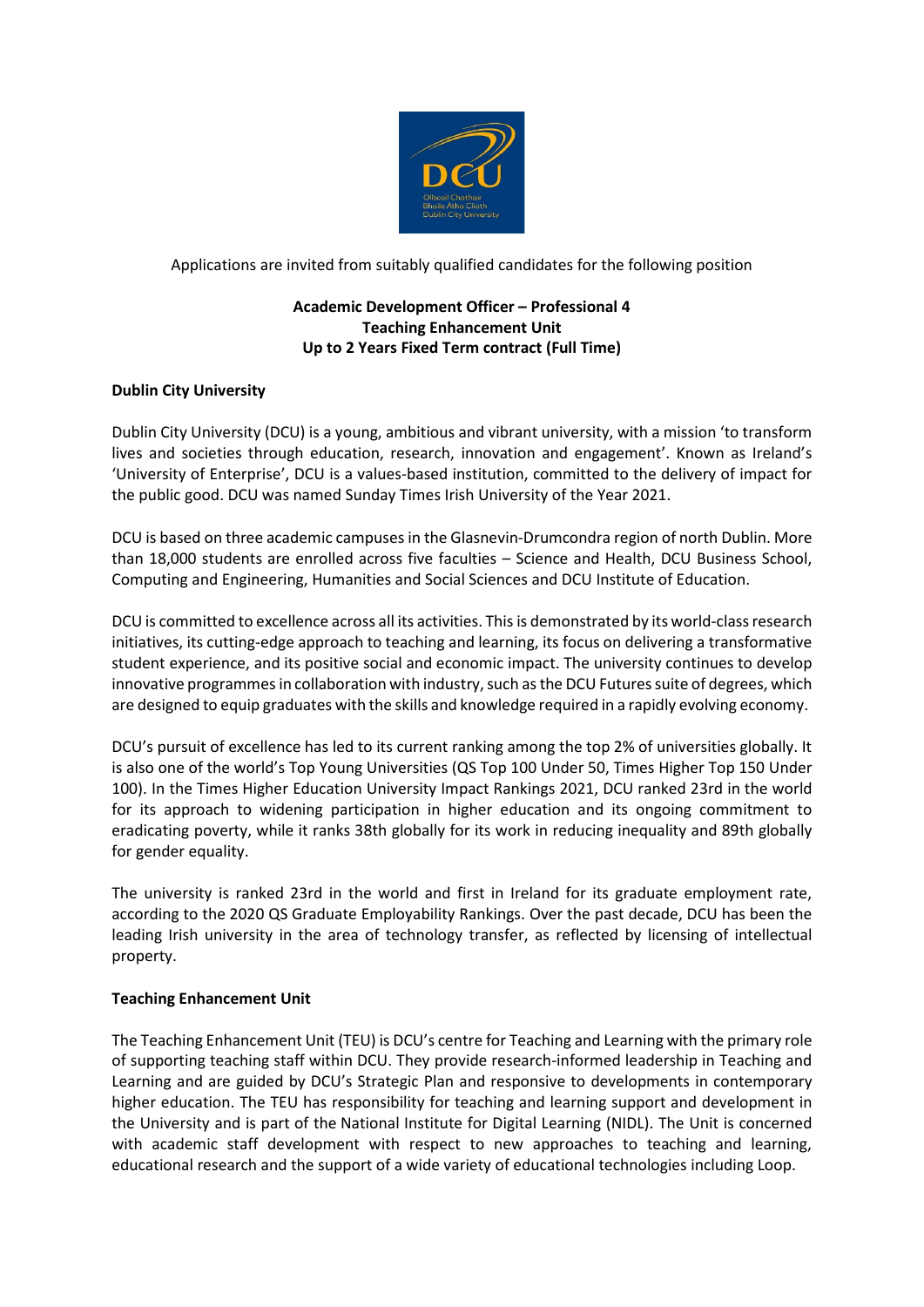Applications are invited from suitably qualified candidates for the following position

**Academic Development Officer – Professional 4**
**Teaching Enhancement Unit**
**Up to 2 Years Fixed Term contract (Full Time)**

## Dublin City University

Dublin City University (DCU) is a young, ambitious and vibrant university, with a mission 'to transform lives and societies through education, research, innovation and engagement'. Known as Ireland's 'University of Enterprise', DCU is a values-based institution, committed to the delivery of impact for the public good. DCU was named Sunday Times Irish University of the Year 2021.

DCU is based on three academic campuses in the Glasnevin-Drumcondra region of north Dublin. More than 18,000 students are enrolled across five faculties – Science and Health, DCU Business School, Computing and Engineering, Humanities and Social Sciences and DCU Institute of Education.

DCU is committed to excellence across all its activities. This is demonstrated by its world-class research initiatives, its cutting-edge approach to teaching and learning, its focus on delivering a transformative student experience, and its positive social and economic impact. The university continues to develop innovative programmes in collaboration with industry, such as the DCU Futures suite of degrees, which are designed to equip graduates with the skills and knowledge required in a rapidly evolving economy.

DCU's pursuit of excellence has led to its current ranking among the top 2% of universities globally. It is also one of the world's Top Young Universities (QS Top 100 Under 50, Times Higher Top 150 Under 100). In the Times Higher Education University Impact Rankings 2021, DCU ranked 23rd in the world for its approach to widening participation in higher education and its ongoing commitment to eradicating poverty, while it ranks 38th globally for its work in reducing inequality and 89th globally for gender equality.

The university is ranked 23rd in the world and first in Ireland for its graduate employment rate, according to the 2020 QS Graduate Employability Rankings. Over the past decade, DCU has been the leading Irish university in the area of technology transfer, as reflected by licensing of intellectual property.

## Teaching Enhancement Unit

The Teaching Enhancement Unit (TEU) is DCU's centre for Teaching and Learning with the primary role of supporting teaching staff within DCU. They provide research-informed leadership in Teaching and Learning and are guided by DCU's Strategic Plan and responsive to developments in contemporary higher education. The TEU has responsibility for teaching and learning support and development in the University and is part of the National Institute for Digital Learning (NIDL). The Unit is concerned with academic staff development with respect to new approaches to teaching and learning, educational research and the support of a wide variety of educational technologies including Loop.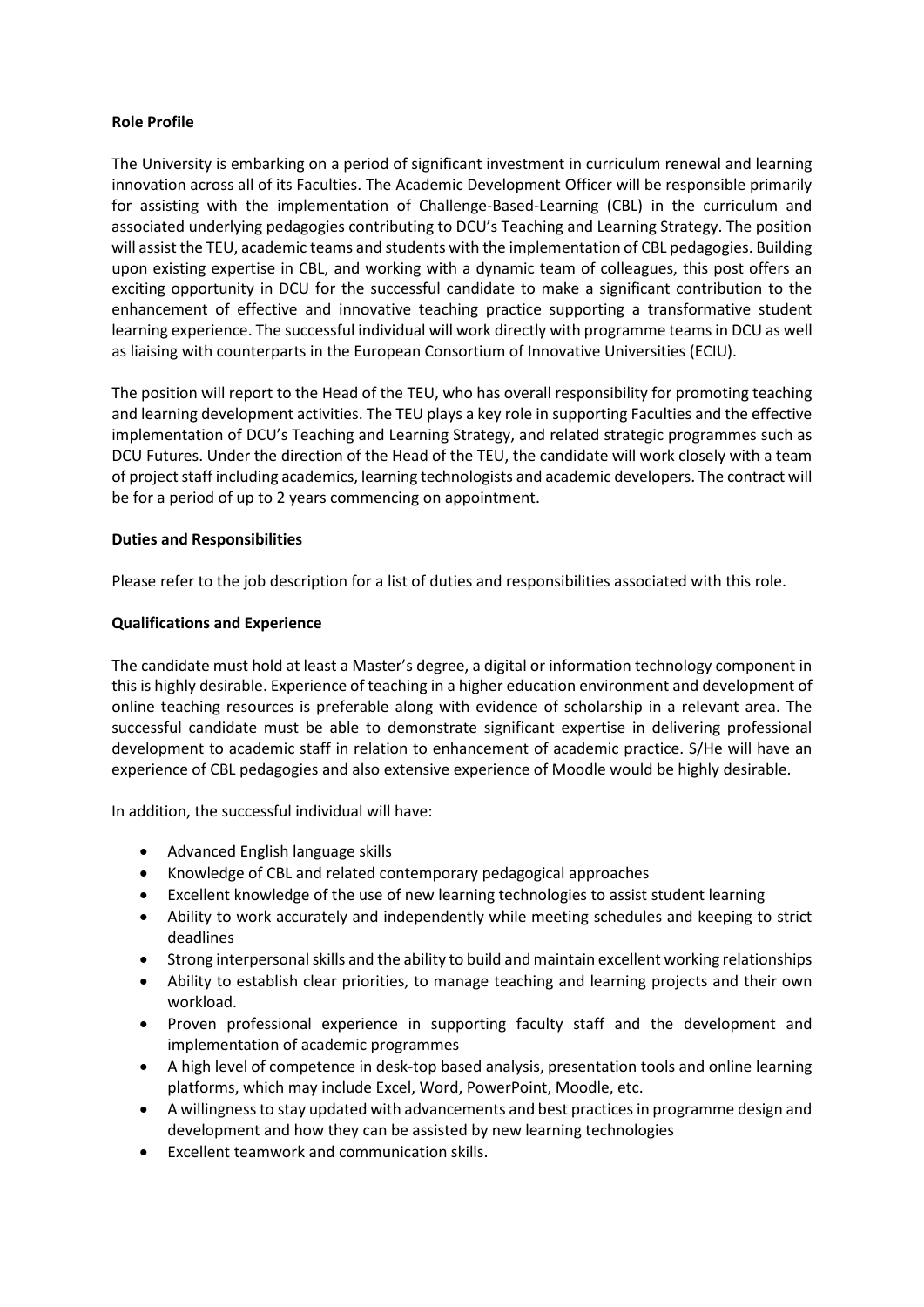**Role Profile**

The University is embarking on a period of significant investment in curriculum renewal and learning innovation across all of its Faculties. The Academic Development Officer will be responsible primarily for assisting with the implementation of Challenge-Based-Learning (CBL) in the curriculum and associated underlying pedagogies contributing to DCU's Teaching and Learning Strategy. The position will assist the TEU, academic teams and students with the implementation of CBL pedagogies. Building upon existing expertise in CBL, and working with a dynamic team of colleagues, this post offers an exciting opportunity in DCU for the successful candidate to make a significant contribution to the enhancement of effective and innovative teaching practice supporting a transformative student learning experience. The successful individual will work directly with programme teams in DCU as well as liaising with counterparts in the European Consortium of Innovative Universities (ECIU).

The position will report to the Head of the TEU, who has overall responsibility for promoting teaching and learning development activities. The TEU plays a key role in supporting Faculties and the effective implementation of DCU's Teaching and Learning Strategy, and related strategic programmes such as DCU Futures. Under the direction of the Head of the TEU, the candidate will work closely with a team of project staff including academics, learning technologists and academic developers. The contract will be for a period of up to 2 years commencing on appointment.

**Duties and Responsibilities**

Please refer to the job description for a list of duties and responsibilities associated with this role.

**Qualifications and Experience**

The candidate must hold at least a Master's degree, a digital or information technology component in this is highly desirable. Experience of teaching in a higher education environment and development of online teaching resources is preferable along with evidence of scholarship in a relevant area. The successful candidate must be able to demonstrate significant expertise in delivering professional development to academic staff in relation to enhancement of academic practice. S/He will have an experience of CBL pedagogies and also extensive experience of Moodle would be highly desirable.

In addition, the successful individual will have:

- Advanced English language skills
- Knowledge of CBL and related contemporary pedagogical approaches
- Excellent knowledge of the use of new learning technologies to assist student learning
- Ability to work accurately and independently while meeting schedules and keeping to strict deadlines
- Strong interpersonal skills and the ability to build and maintain excellent working relationships
- Ability to establish clear priorities, to manage teaching and learning projects and their own workload.
- Proven professional experience in supporting faculty staff and the development and implementation of academic programmes
- A high level of competence in desk-top based analysis, presentation tools and online learning platforms, which may include Excel, Word, PowerPoint, Moodle, etc.
- A willingness to stay updated with advancements and best practices in programme design and development and how they can be assisted by new learning technologies
- Excellent teamwork and communication skills.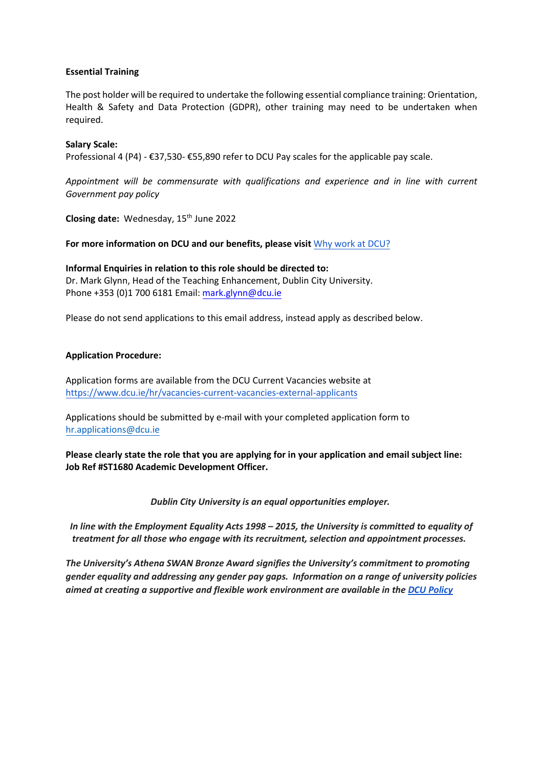**Essential Training**

The post holder will be required to undertake the following essential compliance training: Orientation, Health & Safety and Data Protection (GDPR), other training may need to be undertaken when required.

**Salary Scale:**
Professional 4 (P4) - €37,530- €55,890 refer to DCU Pay scales for the applicable pay scale.

*Appointment will be commensurate with qualifications and experience and in line with current Government pay policy*

**Closing date:** Wednesday, 15th June 2022

**For more information on DCU and our benefits, please visit** [Why work at DCU?]

**Informal Enquiries in relation to this role should be directed to:**
Dr. Mark Glynn, Head of the Teaching Enhancement, Dublin City University.
Phone +353 (0)1 700 6181 Email: mark.glynn@dcu.ie

Please do not send applications to this email address, instead apply as described below.

**Application Procedure:**

Application forms are available from the DCU Current Vacancies website at
https://www.dcu.ie/hr/vacancies-current-vacancies-external-applicants

Applications should be submitted by e-mail with your completed application form to
hr.applications@dcu.ie

**Please clearly state the role that you are applying for in your application and email subject line: Job Ref #ST1680 Academic Development Officer.**

***Dublin City University is an equal opportunities employer.***

***In line with the Employment Equality Acts 1998 – 2015, the University is committed to equality of treatment for all those who engage with its recruitment, selection and appointment processes.***

***The University's Athena SWAN Bronze Award signifies the University's commitment to promoting gender equality and addressing any gender pay gaps. Information on a range of university policies aimed at creating a supportive and flexible work environment are available in the [DCU Policy]***